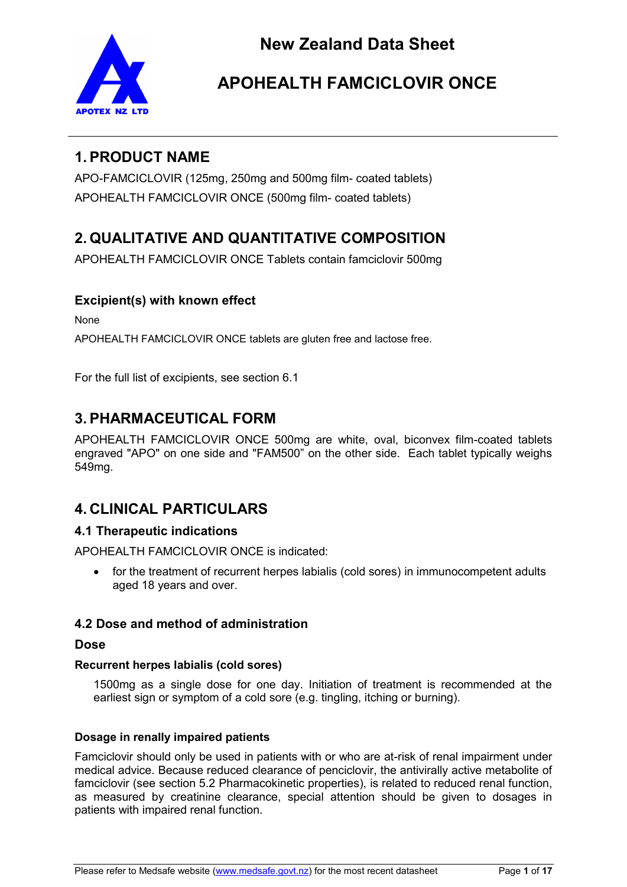# New Zealand Data Sheet

# APOHEALTH FAMCICLOVIR ONCE

## 1. PRODUCT NAME

APO-FAMCICLOVIR (125mg, 250mg and 500mg film- coated tablets)

APOHEALTH FAMCICLOVIR ONCE (500mg film- coated tablets)

## 2. QUALITATIVE AND QUANTITATIVE COMPOSITION

APOHEALTH FAMCICLOVIR ONCE Tablets contain famciclovir 500mg

### Excipient(s) with known effect

None

APOHEALTH FAMCICLOVIR ONCE tablets are gluten free and lactose free.

For the full list of excipients, see section 6.1

## 3. PHARMACEUTICAL FORM

APOHEALTH FAMCICLOVIR ONCE 500mg are white, oval, biconvex film-coated tablets engraved "APO" on one side and "FAM500" on the other side. Each tablet typically weighs 549mg.

## 4. CLINICAL PARTICULARS

### 4.1 Therapeutic indications

APOHEALTH FAMCICLOVIR ONCE is indicated:

- for the treatment of recurrent herpes labialis (cold sores) in immunocompetent adults aged 18 years and over.

### 4.2 Dose and method of administration

### Dose

#### Recurrent herpes labialis (cold sores)

1500mg as a single dose for one day. Initiation of treatment is recommended at the earliest sign or symptom of a cold sore (e.g. tingling, itching or burning).

#### Dosage in renally impaired patients

Famciclovir should only be used in patients with or who are at-risk of renal impairment under medical advice. Because reduced clearance of penciclovir, the antivirally active metabolite of famciclovir (see section 5.2 Pharmacokinetic properties), is related to reduced renal function, as measured by creatinine clearance, special attention should be given to dosages in patients with impaired renal function.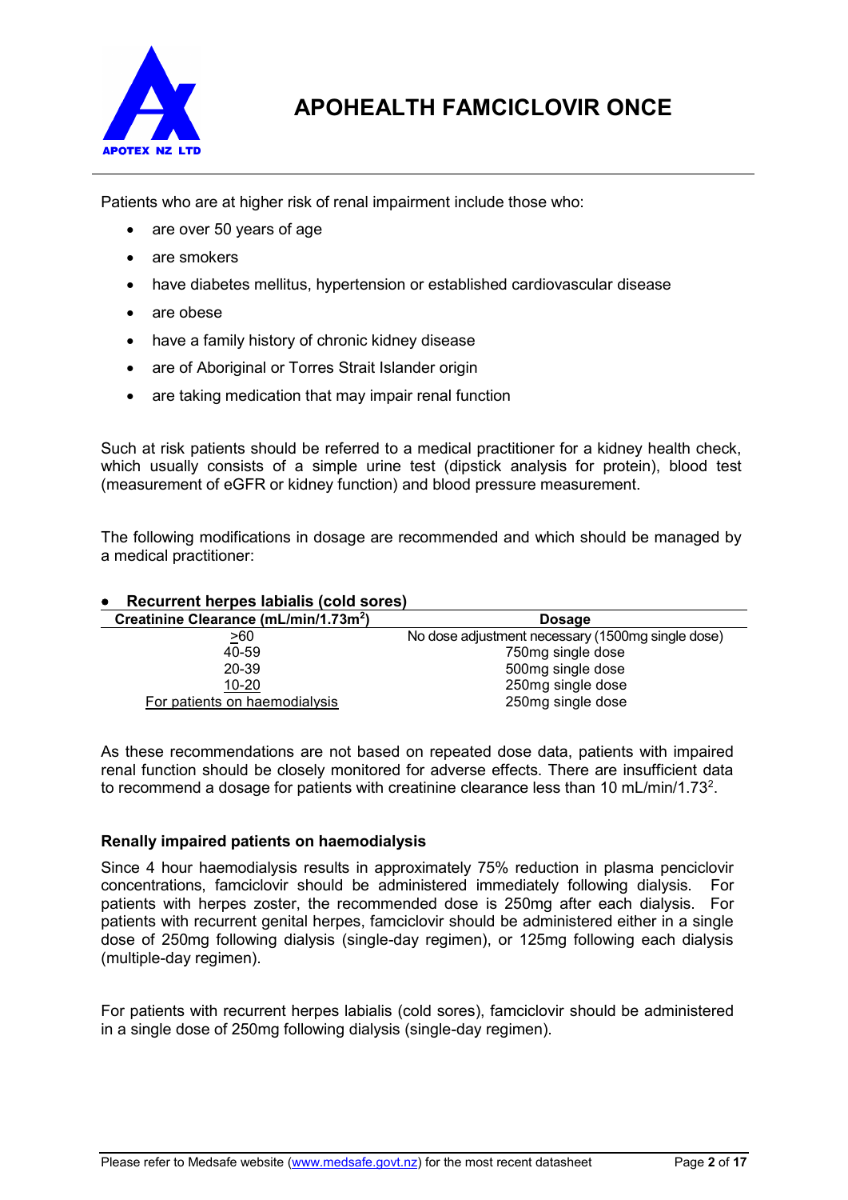Patients who are at higher risk of renal impairment include those who:

- are over 50 years of age
- are smokers
- have diabetes mellitus, hypertension or established cardiovascular disease
- are obese
- have a family history of chronic kidney disease
- are of Aboriginal or Torres Strait Islander origin
- are taking medication that may impair renal function

Such at risk patients should be referred to a medical practitioner for a kidney health check, which usually consists of a simple urine test (dipstick analysis for protein), blood test (measurement of eGFR or kidney function) and blood pressure measurement.

The following modifications in dosage are recommended and which should be managed by a medical practitioner:

- **Recurrent herpes labialis (cold sores)**

| Creatinine Clearance (mL/min/1.73m$^2$) | Dosage |
|---|---|
| ≥60 | No dose adjustment necessary (1500mg single dose) |
| 40-59 | 750mg single dose |
| 20-39 | 500mg single dose |
| 10-20 | 250mg single dose |
| For patients on haemodialysis | 250mg single dose |

As these recommendations are not based on repeated dose data, patients with impaired renal function should be closely monitored for adverse effects. There are insufficient data to recommend a dosage for patients with creatinine clearance less than 10 mL/min/1.73$^2$.

**Renally impaired patients on haemodialysis**

Since 4 hour haemodialysis results in approximately 75% reduction in plasma penciclovir concentrations, famciclovir should be administered immediately following dialysis. For patients with herpes zoster, the recommended dose is 250mg after each dialysis. For patients with recurrent genital herpes, famciclovir should be administered either in a single dose of 250mg following dialysis (single-day regimen), or 125mg following each dialysis (multiple-day regimen).

For patients with recurrent herpes labialis (cold sores), famciclovir should be administered in a single dose of 250mg following dialysis (single-day regimen).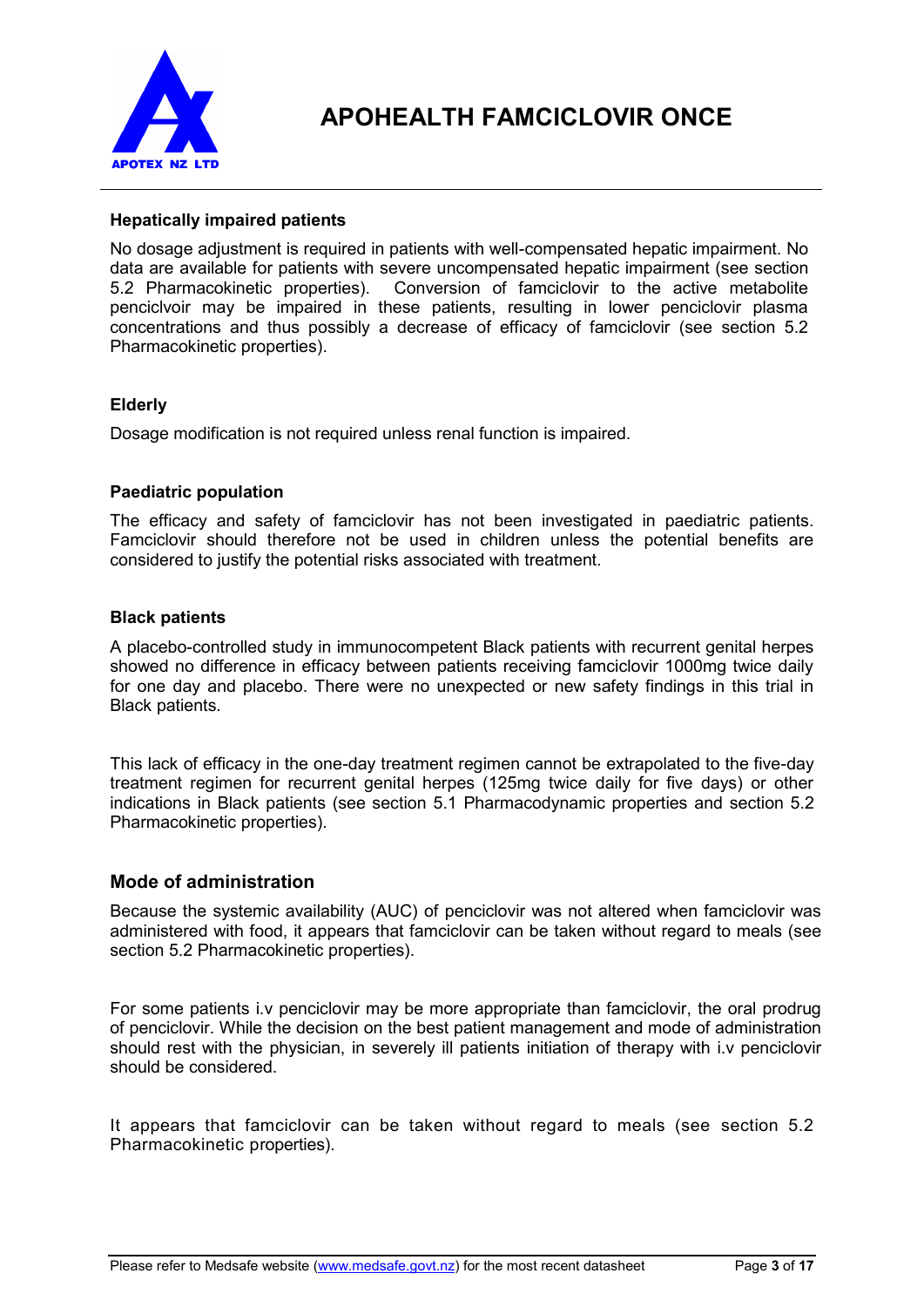#### Hepatically impaired patients

No dosage adjustment is required in patients with well-compensated hepatic impairment. No data are available for patients with severe uncompensated hepatic impairment (see section 5.2 Pharmacokinetic properties). Conversion of famciclovir to the active metabolite penciclvoir may be impaired in these patients, resulting in lower penciclovir plasma concentrations and thus possibly a decrease of efficacy of famciclovir (see section 5.2 Pharmacokinetic properties).

#### Elderly

Dosage modification is not required unless renal function is impaired.

#### Paediatric population

The efficacy and safety of famciclovir has not been investigated in paediatric patients. Famciclovir should therefore not be used in children unless the potential benefits are considered to justify the potential risks associated with treatment.

#### Black patients

A placebo-controlled study in immunocompetent Black patients with recurrent genital herpes showed no difference in efficacy between patients receiving famciclovir 1000mg twice daily for one day and placebo. There were no unexpected or new safety findings in this trial in Black patients.

This lack of efficacy in the one-day treatment regimen cannot be extrapolated to the five-day treatment regimen for recurrent genital herpes (125mg twice daily for five days) or other indications in Black patients (see section 5.1 Pharmacodynamic properties and section 5.2 Pharmacokinetic properties).

### Mode of administration

Because the systemic availability (AUC) of penciclovir was not altered when famciclovir was administered with food, it appears that famciclovir can be taken without regard to meals (see section 5.2 Pharmacokinetic properties).

For some patients i.v penciclovir may be more appropriate than famciclovir, the oral prodrug of penciclovir. While the decision on the best patient management and mode of administration should rest with the physician, in severely ill patients initiation of therapy with i.v penciclovir should be considered.

It appears that famciclovir can be taken without regard to meals (see section 5.2 Pharmacokinetic properties).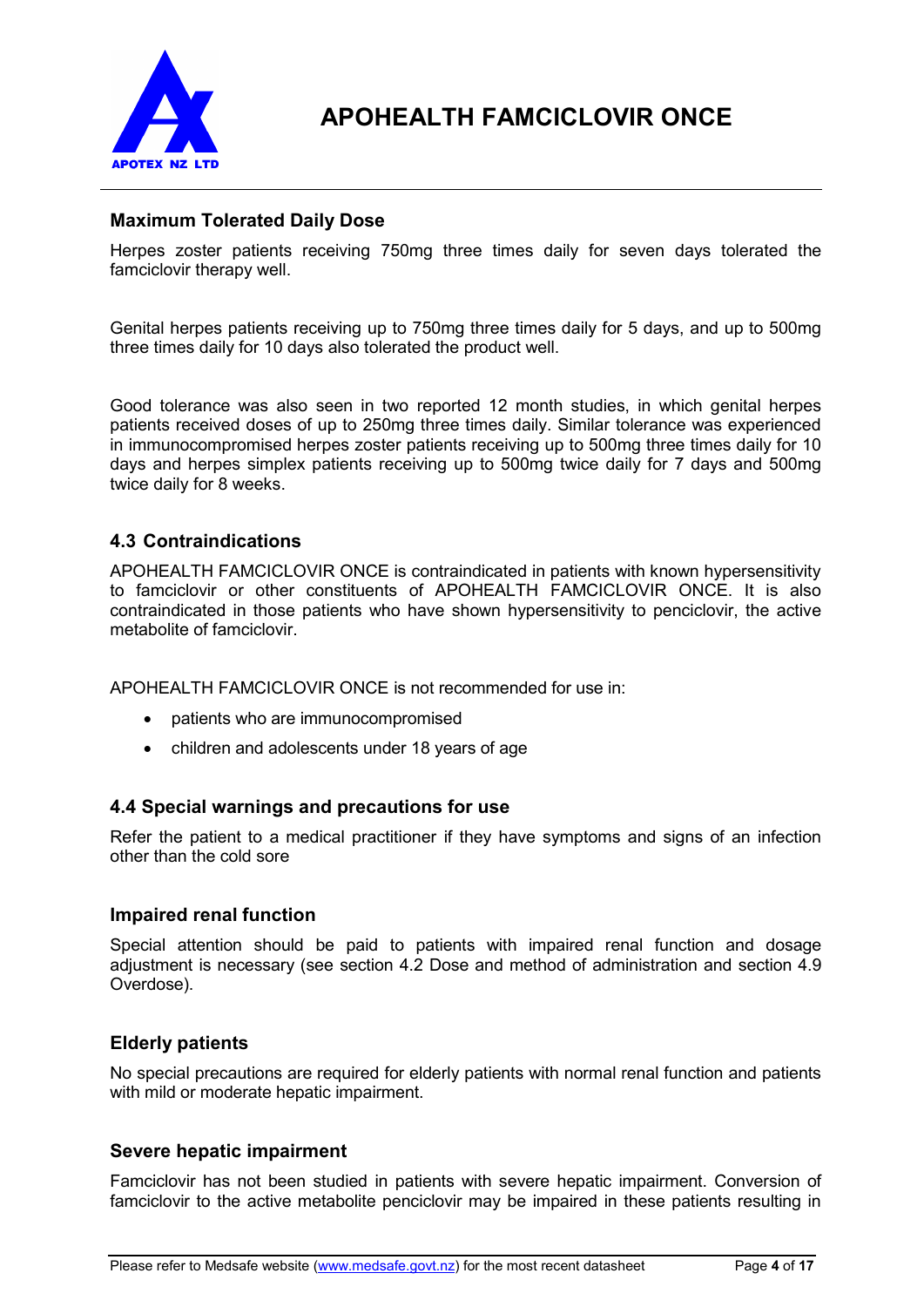### Maximum Tolerated Daily Dose

Herpes zoster patients receiving 750mg three times daily for seven days tolerated the famciclovir therapy well.

Genital herpes patients receiving up to 750mg three times daily for 5 days, and up to 500mg three times daily for 10 days also tolerated the product well.

Good tolerance was also seen in two reported 12 month studies, in which genital herpes patients received doses of up to 250mg three times daily. Similar tolerance was experienced in immunocompromised herpes zoster patients receiving up to 500mg three times daily for 10 days and herpes simplex patients receiving up to 500mg twice daily for 7 days and 500mg twice daily for 8 weeks.

## 4.3 Contraindications

APOHEALTH FAMCICLOVIR ONCE is contraindicated in patients with known hypersensitivity to famciclovir or other constituents of APOHEALTH FAMCICLOVIR ONCE. It is also contraindicated in those patients who have shown hypersensitivity to penciclovir, the active metabolite of famciclovir.

APOHEALTH FAMCICLOVIR ONCE is not recommended for use in:

- patients who are immunocompromised
- children and adolescents under 18 years of age

## 4.4 Special warnings and precautions for use

Refer the patient to a medical practitioner if they have symptoms and signs of an infection other than the cold sore

### Impaired renal function

Special attention should be paid to patients with impaired renal function and dosage adjustment is necessary (see section 4.2 Dose and method of administration and section 4.9 Overdose).

### Elderly patients

No special precautions are required for elderly patients with normal renal function and patients with mild or moderate hepatic impairment.

### Severe hepatic impairment

Famciclovir has not been studied in patients with severe hepatic impairment. Conversion of famciclovir to the active metabolite penciclovir may be impaired in these patients resulting in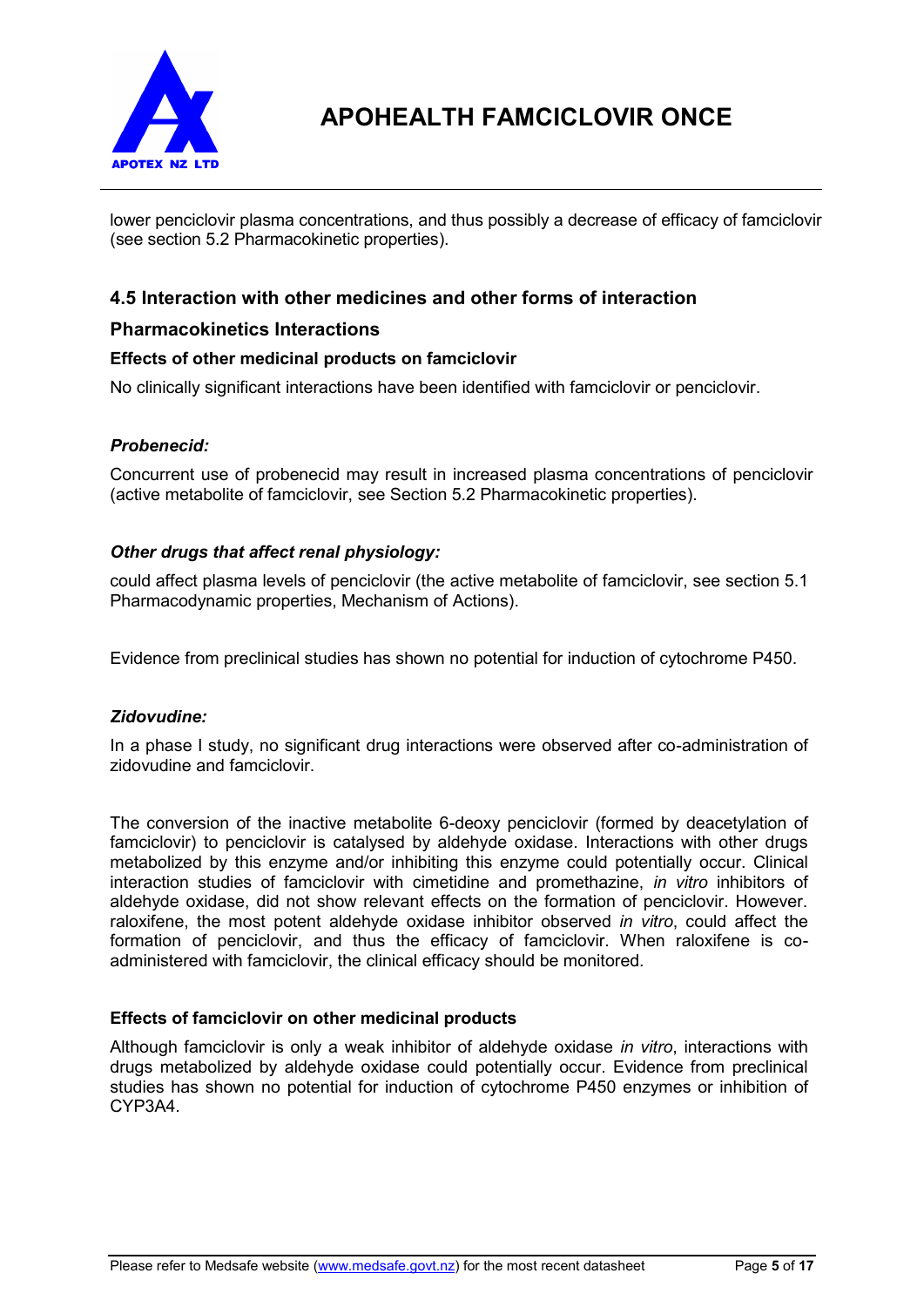lower penciclovir plasma concentrations, and thus possibly a decrease of efficacy of famciclovir (see section 5.2 Pharmacokinetic properties).

## 4.5 Interaction with other medicines and other forms of interaction

### Pharmacokinetics Interactions

#### Effects of other medicinal products on famciclovir

No clinically significant interactions have been identified with famciclovir or penciclovir.

***Probenecid:***

Concurrent use of probenecid may result in increased plasma concentrations of penciclovir (active metabolite of famciclovir, see Section 5.2 Pharmacokinetic properties).

***Other drugs that affect renal physiology:***

could affect plasma levels of penciclovir (the active metabolite of famciclovir, see section 5.1 Pharmacodynamic properties, Mechanism of Actions).

Evidence from preclinical studies has shown no potential for induction of cytochrome P450.

***Zidovudine:***

In a phase I study, no significant drug interactions were observed after co-administration of zidovudine and famciclovir.

The conversion of the inactive metabolite 6-deoxy penciclovir (formed by deacetylation of famciclovir) to penciclovir is catalysed by aldehyde oxidase. Interactions with other drugs metabolized by this enzyme and/or inhibiting this enzyme could potentially occur. Clinical interaction studies of famciclovir with cimetidine and promethazine, *in vitro* inhibitors of aldehyde oxidase, did not show relevant effects on the formation of penciclovir. However. raloxifene, the most potent aldehyde oxidase inhibitor observed *in vitro*, could affect the formation of penciclovir, and thus the efficacy of famciclovir. When raloxifene is co-administered with famciclovir, the clinical efficacy should be monitored.

#### Effects of famciclovir on other medicinal products

Although famciclovir is only a weak inhibitor of aldehyde oxidase *in vitro*, interactions with drugs metabolized by aldehyde oxidase could potentially occur. Evidence from preclinical studies has shown no potential for induction of cytochrome P450 enzymes or inhibition of CYP3A4.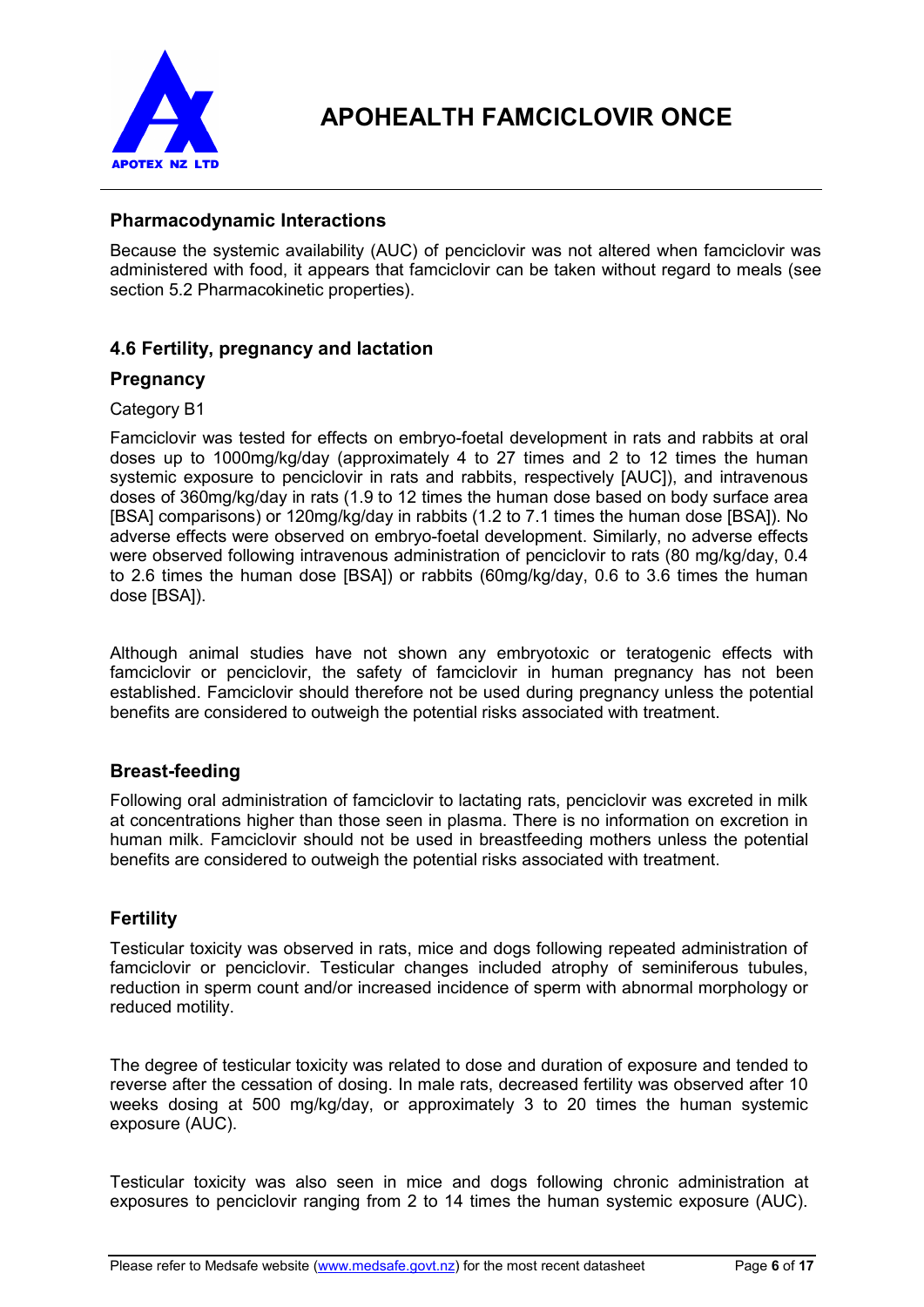### Pharmacodynamic Interactions

Because the systemic availability (AUC) of penciclovir was not altered when famciclovir was administered with food, it appears that famciclovir can be taken without regard to meals (see section 5.2 Pharmacokinetic properties).

## 4.6 Fertility, pregnancy and lactation

### Pregnancy

Category B1

Famciclovir was tested for effects on embryo-foetal development in rats and rabbits at oral doses up to 1000mg/kg/day (approximately 4 to 27 times and 2 to 12 times the human systemic exposure to penciclovir in rats and rabbits, respectively [AUC]), and intravenous doses of 360mg/kg/day in rats (1.9 to 12 times the human dose based on body surface area [BSA] comparisons) or 120mg/kg/day in rabbits (1.2 to 7.1 times the human dose [BSA]). No adverse effects were observed on embryo-foetal development. Similarly, no adverse effects were observed following intravenous administration of penciclovir to rats (80 mg/kg/day, 0.4 to 2.6 times the human dose [BSA]) or rabbits (60mg/kg/day, 0.6 to 3.6 times the human dose [BSA]).

Although animal studies have not shown any embryotoxic or teratogenic effects with famciclovir or penciclovir, the safety of famciclovir in human pregnancy has not been established. Famciclovir should therefore not be used during pregnancy unless the potential benefits are considered to outweigh the potential risks associated with treatment.

### Breast-feeding

Following oral administration of famciclovir to lactating rats, penciclovir was excreted in milk at concentrations higher than those seen in plasma. There is no information on excretion in human milk. Famciclovir should not be used in breastfeeding mothers unless the potential benefits are considered to outweigh the potential risks associated with treatment.

### Fertility

Testicular toxicity was observed in rats, mice and dogs following repeated administration of famciclovir or penciclovir. Testicular changes included atrophy of seminiferous tubules, reduction in sperm count and/or increased incidence of sperm with abnormal morphology or reduced motility.

The degree of testicular toxicity was related to dose and duration of exposure and tended to reverse after the cessation of dosing. In male rats, decreased fertility was observed after 10 weeks dosing at 500 mg/kg/day, or approximately 3 to 20 times the human systemic exposure (AUC).

Testicular toxicity was also seen in mice and dogs following chronic administration at exposures to penciclovir ranging from 2 to 14 times the human systemic exposure (AUC).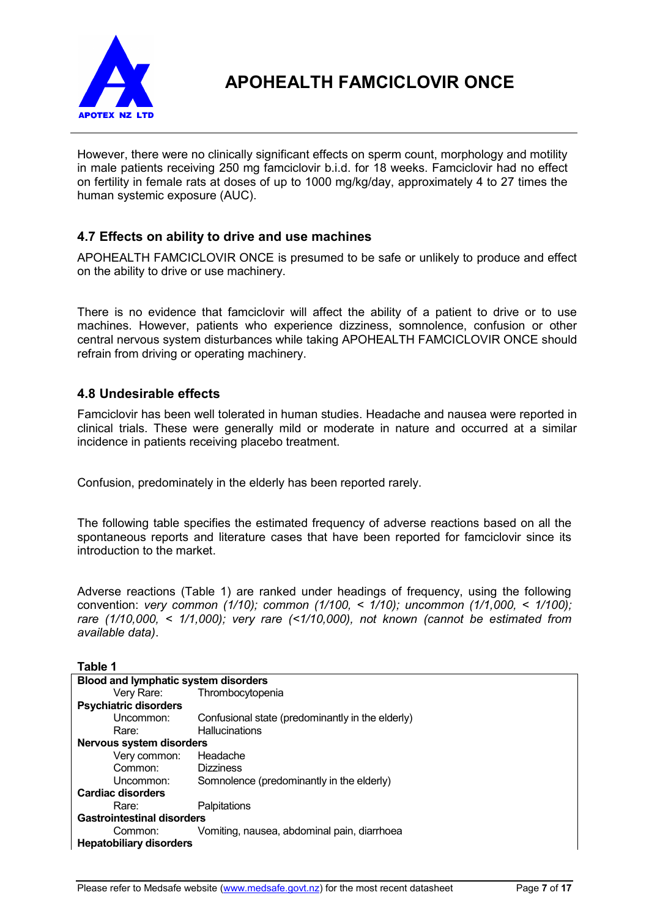However, there were no clinically significant effects on sperm count, morphology and motility in male patients receiving 250 mg famciclovir b.i.d. for 18 weeks. Famciclovir had no effect on fertility in female rats at doses of up to 1000 mg/kg/day, approximately 4 to 27 times the human systemic exposure (AUC).

### 4.7 Effects on ability to drive and use machines

APOHEALTH FAMCICLOVIR ONCE is presumed to be safe or unlikely to produce and effect on the ability to drive or use machinery.

There is no evidence that famciclovir will affect the ability of a patient to drive or to use machines. However, patients who experience dizziness, somnolence, confusion or other central nervous system disturbances while taking APOHEALTH FAMCICLOVIR ONCE should refrain from driving or operating machinery.

### 4.8 Undesirable effects

Famciclovir has been well tolerated in human studies. Headache and nausea were reported in clinical trials. These were generally mild or moderate in nature and occurred at a similar incidence in patients receiving placebo treatment.

Confusion, predominately in the elderly has been reported rarely.

The following table specifies the estimated frequency of adverse reactions based on all the spontaneous reports and literature cases that have been reported for famciclovir since its introduction to the market.

Adverse reactions (Table 1) are ranked under headings of frequency, using the following convention: *very common (1/10); common (1/100, < 1/10); uncommon (1/1,000, < 1/100); rare (1/10,000, < 1/1,000); very rare (<1/10,000), not known (cannot be estimated from available data)*.

**Table 1**

| | |
|---|---|
| **Blood and lymphatic system disorders** | |
| Very Rare: | Thrombocytopenia |
| **Psychiatric disorders** | |
| Uncommon: | Confusional state (predominantly in the elderly) |
| Rare: | Hallucinations |
| **Nervous system disorders** | |
| Very common: | Headache |
| Common: | Dizziness |
| Uncommon: | Somnolence (predominantly in the elderly) |
| **Cardiac disorders** | |
| Rare: | Palpitations |
| **Gastrointestinal disorders** | |
| Common: | Vomiting, nausea, abdominal pain, diarrhoea |
| **Hepatobiliary disorders** | |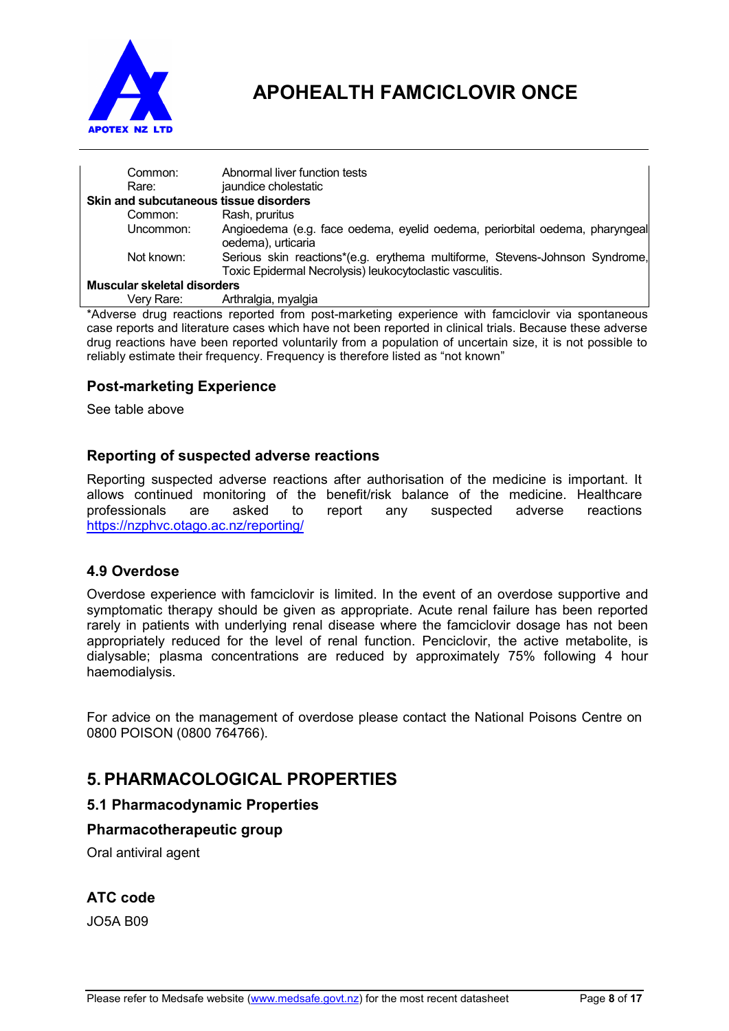| | |
|---|---|
| Common: | Abnormal liver function tests |
| Rare: | jaundice cholestatic |
| **Skin and subcutaneous tissue disorders** | |
| Common: | Rash, pruritus |
| Uncommon: | Angioedema (e.g. face oedema, eyelid oedema, periorbital oedema, pharyngeal oedema), urticaria |
| Not known: | Serious skin reactions*(e.g. erythema multiforme, Stevens-Johnson Syndrome, Toxic Epidermal Necrolysis) leukocytoclastic vasculitis. |
| **Muscular skeletal disorders** | |
| Very Rare: | Arthralgia, myalgia |

*Adverse drug reactions reported from post-marketing experience with famciclovir via spontaneous case reports and literature cases which have not been reported in clinical trials. Because these adverse drug reactions have been reported voluntarily from a population of uncertain size, it is not possible to reliably estimate their frequency. Frequency is therefore listed as "not known"

### Post-marketing Experience

See table above

### Reporting of suspected adverse reactions

Reporting suspected adverse reactions after authorisation of the medicine is important. It allows continued monitoring of the benefit/risk balance of the medicine. Healthcare professionals are asked to report any suspected adverse reactions https://nzphvc.otago.ac.nz/reporting/

### 4.9 Overdose

Overdose experience with famciclovir is limited. In the event of an overdose supportive and symptomatic therapy should be given as appropriate. Acute renal failure has been reported rarely in patients with underlying renal disease where the famciclovir dosage has not been appropriately reduced for the level of renal function. Penciclovir, the active metabolite, is dialysable; plasma concentrations are reduced by approximately 75% following 4 hour haemodialysis.

For advice on the management of overdose please contact the National Poisons Centre on 0800 POISON (0800 764766).

## 5. PHARMACOLOGICAL PROPERTIES

### 5.1 Pharmacodynamic Properties

### Pharmacotherapeutic group

Oral antiviral agent

### ATC code

JO5A B09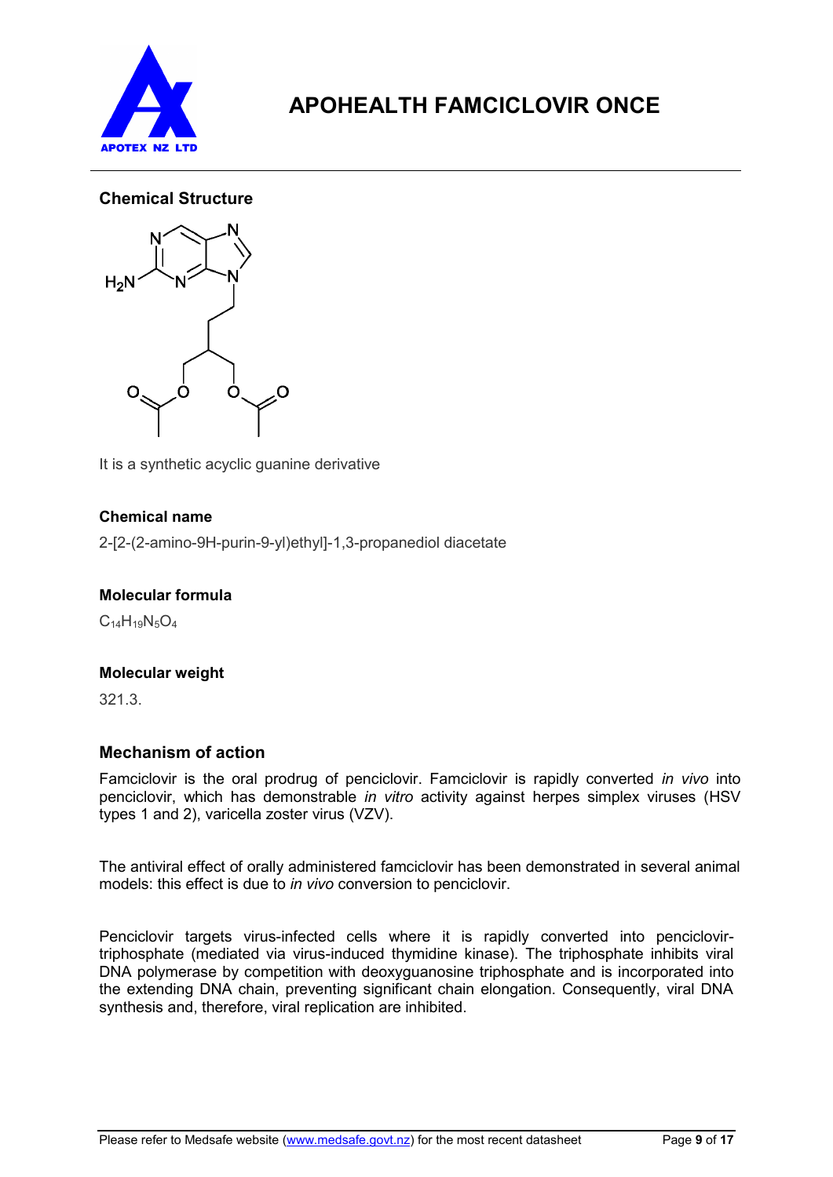## Chemical Structure

It is a synthetic acyclic guanine derivative

### Chemical name

2-[2-(2-amino-9H-purin-9-yl)ethyl]-1,3-propanediol diacetate

### Molecular formula

$C_{14}H_{19}N_5O_4$

### Molecular weight

321.3.

## Mechanism of action

Famciclovir is the oral prodrug of penciclovir. Famciclovir is rapidly converted *in vivo* into penciclovir, which has demonstrable *in vitro* activity against herpes simplex viruses (HSV types 1 and 2), varicella zoster virus (VZV).

The antiviral effect of orally administered famciclovir has been demonstrated in several animal models: this effect is due to *in vivo* conversion to penciclovir.

Penciclovir targets virus-infected cells where it is rapidly converted into penciclovir-triphosphate (mediated via virus-induced thymidine kinase). The triphosphate inhibits viral DNA polymerase by competition with deoxyguanosine triphosphate and is incorporated into the extending DNA chain, preventing significant chain elongation. Consequently, viral DNA synthesis and, therefore, viral replication are inhibited.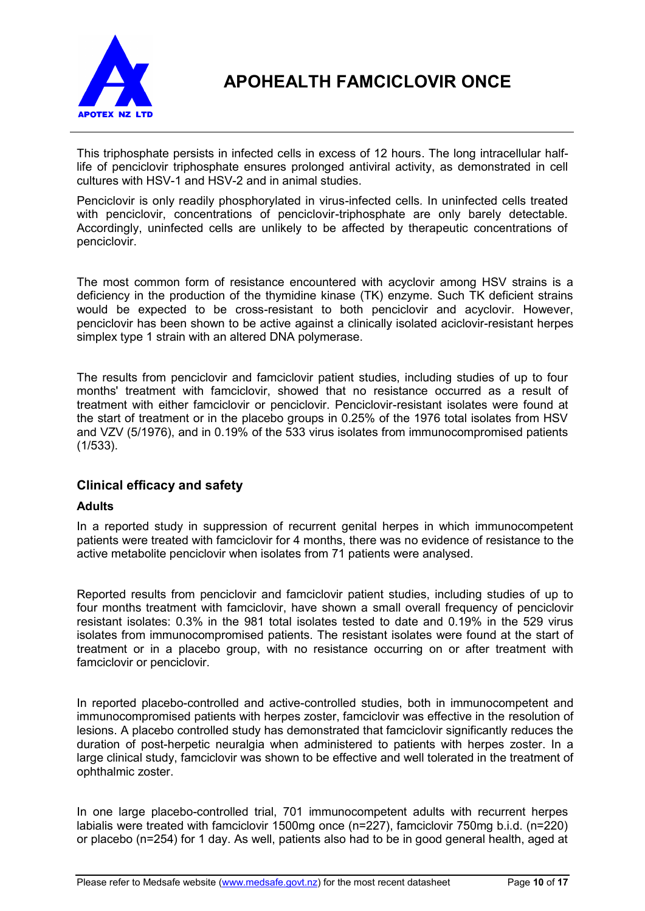This triphosphate persists in infected cells in excess of 12 hours. The long intracellular half-life of penciclovir triphosphate ensures prolonged antiviral activity, as demonstrated in cell cultures with HSV-1 and HSV-2 and in animal studies.

Penciclovir is only readily phosphorylated in virus-infected cells. In uninfected cells treated with penciclovir, concentrations of penciclovir-triphosphate are only barely detectable. Accordingly, uninfected cells are unlikely to be affected by therapeutic concentrations of penciclovir.

The most common form of resistance encountered with acyclovir among HSV strains is a deficiency in the production of the thymidine kinase (TK) enzyme. Such TK deficient strains would be expected to be cross-resistant to both penciclovir and acyclovir. However, penciclovir has been shown to be active against a clinically isolated aciclovir-resistant herpes simplex type 1 strain with an altered DNA polymerase.

The results from penciclovir and famciclovir patient studies, including studies of up to four months' treatment with famciclovir, showed that no resistance occurred as a result of treatment with either famciclovir or penciclovir. Penciclovir-resistant isolates were found at the start of treatment or in the placebo groups in 0.25% of the 1976 total isolates from HSV and VZV (5/1976), and in 0.19% of the 533 virus isolates from immunocompromised patients (1/533).

## Clinical efficacy and safety

### Adults

In a reported study in suppression of recurrent genital herpes in which immunocompetent patients were treated with famciclovir for 4 months, there was no evidence of resistance to the active metabolite penciclovir when isolates from 71 patients were analysed.

Reported results from penciclovir and famciclovir patient studies, including studies of up to four months treatment with famciclovir, have shown a small overall frequency of penciclovir resistant isolates: 0.3% in the 981 total isolates tested to date and 0.19% in the 529 virus isolates from immunocompromised patients. The resistant isolates were found at the start of treatment or in a placebo group, with no resistance occurring on or after treatment with famciclovir or penciclovir.

In reported placebo-controlled and active-controlled studies, both in immunocompetent and immunocompromised patients with herpes zoster, famciclovir was effective in the resolution of lesions. A placebo controlled study has demonstrated that famciclovir significantly reduces the duration of post-herpetic neuralgia when administered to patients with herpes zoster. In a large clinical study, famciclovir was shown to be effective and well tolerated in the treatment of ophthalmic zoster.

In one large placebo-controlled trial, 701 immunocompetent adults with recurrent herpes labialis were treated with famciclovir 1500mg once (n=227), famciclovir 750mg b.i.d. (n=220) or placebo (n=254) for 1 day. As well, patients also had to be in good general health, aged at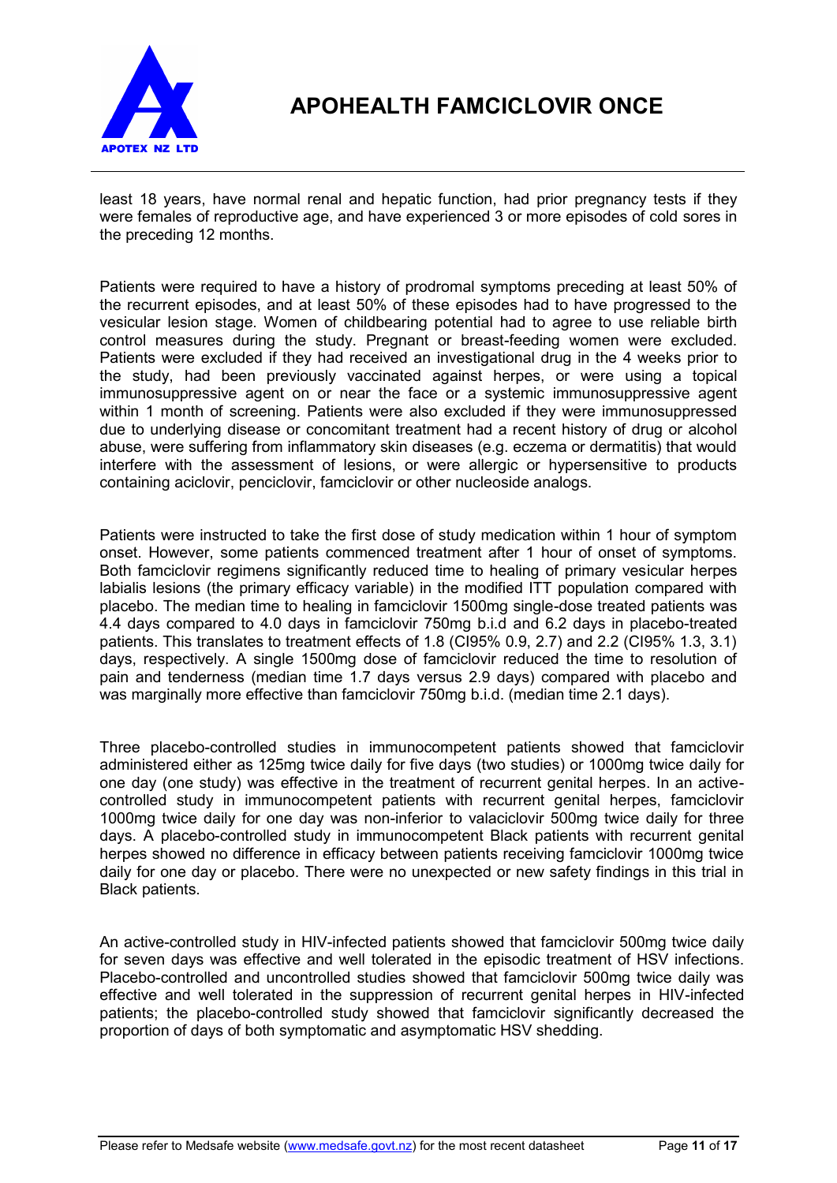least 18 years, have normal renal and hepatic function, had prior pregnancy tests if they were females of reproductive age, and have experienced 3 or more episodes of cold sores in the preceding 12 months.

Patients were required to have a history of prodromal symptoms preceding at least 50% of the recurrent episodes, and at least 50% of these episodes had to have progressed to the vesicular lesion stage. Women of childbearing potential had to agree to use reliable birth control measures during the study. Pregnant or breast-feeding women were excluded. Patients were excluded if they had received an investigational drug in the 4 weeks prior to the study, had been previously vaccinated against herpes, or were using a topical immunosuppressive agent on or near the face or a systemic immunosuppressive agent within 1 month of screening. Patients were also excluded if they were immunosuppressed due to underlying disease or concomitant treatment had a recent history of drug or alcohol abuse, were suffering from inflammatory skin diseases (e.g. eczema or dermatitis) that would interfere with the assessment of lesions, or were allergic or hypersensitive to products containing aciclovir, penciclovir, famciclovir or other nucleoside analogs.

Patients were instructed to take the first dose of study medication within 1 hour of symptom onset. However, some patients commenced treatment after 1 hour of onset of symptoms. Both famciclovir regimens significantly reduced time to healing of primary vesicular herpes labialis lesions (the primary efficacy variable) in the modified ITT population compared with placebo. The median time to healing in famciclovir 1500mg single-dose treated patients was 4.4 days compared to 4.0 days in famciclovir 750mg b.i.d and 6.2 days in placebo-treated patients. This translates to treatment effects of 1.8 (CI95% 0.9, 2.7) and 2.2 (CI95% 1.3, 3.1) days, respectively. A single 1500mg dose of famciclovir reduced the time to resolution of pain and tenderness (median time 1.7 days versus 2.9 days) compared with placebo and was marginally more effective than famciclovir 750mg b.i.d. (median time 2.1 days).

Three placebo-controlled studies in immunocompetent patients showed that famciclovir administered either as 125mg twice daily for five days (two studies) or 1000mg twice daily for one day (one study) was effective in the treatment of recurrent genital herpes. In an active-controlled study in immunocompetent patients with recurrent genital herpes, famciclovir 1000mg twice daily for one day was non-inferior to valaciclovir 500mg twice daily for three days. A placebo-controlled study in immunocompetent Black patients with recurrent genital herpes showed no difference in efficacy between patients receiving famciclovir 1000mg twice daily for one day or placebo. There were no unexpected or new safety findings in this trial in Black patients.

An active-controlled study in HIV-infected patients showed that famciclovir 500mg twice daily for seven days was effective and well tolerated in the episodic treatment of HSV infections. Placebo-controlled and uncontrolled studies showed that famciclovir 500mg twice daily was effective and well tolerated in the suppression of recurrent genital herpes in HIV-infected patients; the placebo-controlled study showed that famciclovir significantly decreased the proportion of days of both symptomatic and asymptomatic HSV shedding.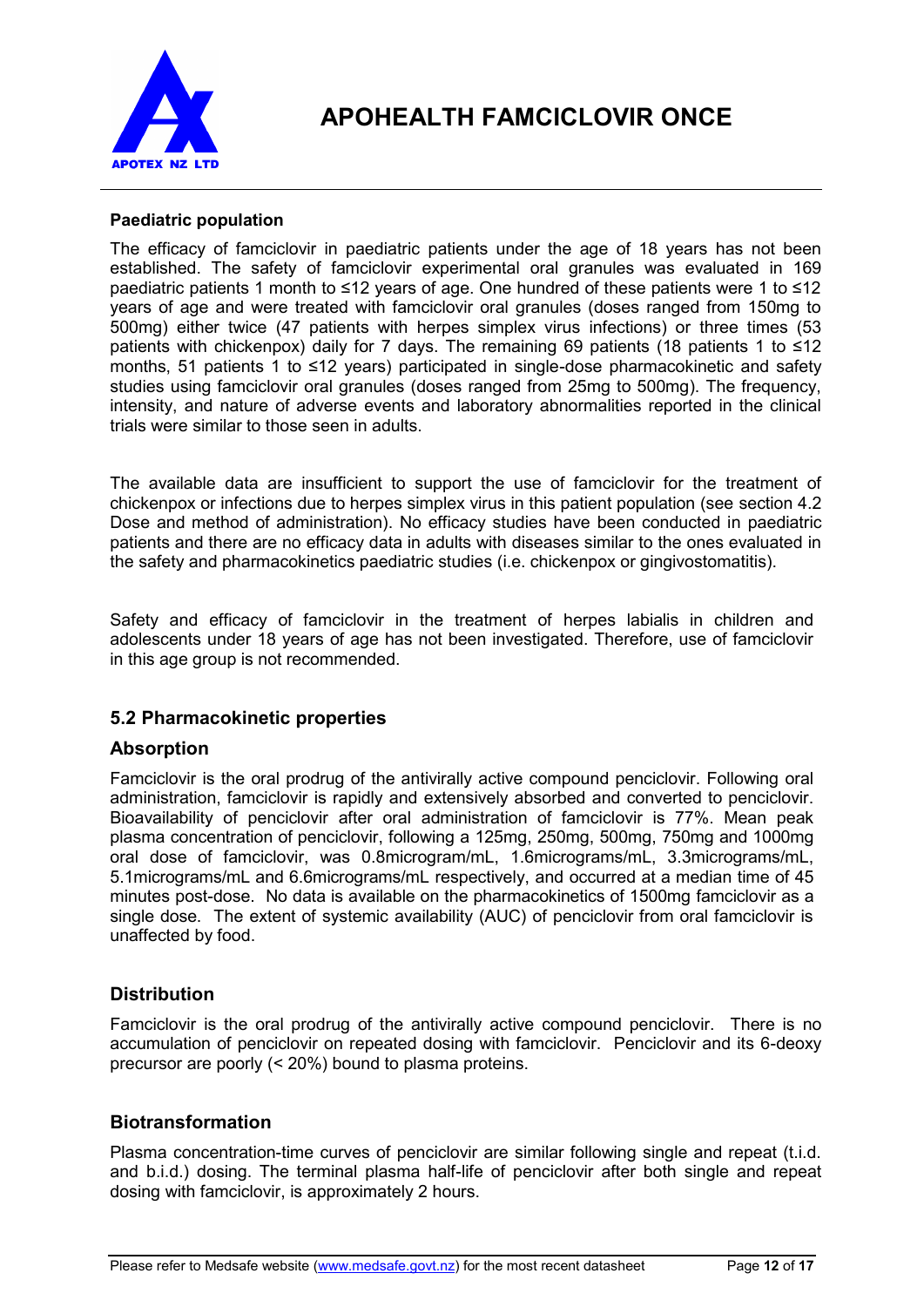**Paediatric population**

The efficacy of famciclovir in paediatric patients under the age of 18 years has not been established. The safety of famciclovir experimental oral granules was evaluated in 169 paediatric patients 1 month to ≤12 years of age. One hundred of these patients were 1 to ≤12 years of age and were treated with famciclovir oral granules (doses ranged from 150mg to 500mg) either twice (47 patients with herpes simplex virus infections) or three times (53 patients with chickenpox) daily for 7 days. The remaining 69 patients (18 patients 1 to ≤12 months, 51 patients 1 to ≤12 years) participated in single-dose pharmacokinetic and safety studies using famciclovir oral granules (doses ranged from 25mg to 500mg). The frequency, intensity, and nature of adverse events and laboratory abnormalities reported in the clinical trials were similar to those seen in adults.

The available data are insufficient to support the use of famciclovir for the treatment of chickenpox or infections due to herpes simplex virus in this patient population (see section 4.2 Dose and method of administration). No efficacy studies have been conducted in paediatric patients and there are no efficacy data in adults with diseases similar to the ones evaluated in the safety and pharmacokinetics paediatric studies (i.e. chickenpox or gingivostomatitis).

Safety and efficacy of famciclovir in the treatment of herpes labialis in children and adolescents under 18 years of age has not been investigated. Therefore, use of famciclovir in this age group is not recommended.

## 5.2 Pharmacokinetic properties

### Absorption

Famciclovir is the oral prodrug of the antivirally active compound penciclovir. Following oral administration, famciclovir is rapidly and extensively absorbed and converted to penciclovir. Bioavailability of penciclovir after oral administration of famciclovir is 77%. Mean peak plasma concentration of penciclovir, following a 125mg, 250mg, 500mg, 750mg and 1000mg oral dose of famciclovir, was 0.8microgram/mL, 1.6micrograms/mL, 3.3micrograms/mL, 5.1micrograms/mL and 6.6micrograms/mL respectively, and occurred at a median time of 45 minutes post-dose. No data is available on the pharmacokinetics of 1500mg famciclovir as a single dose. The extent of systemic availability (AUC) of penciclovir from oral famciclovir is unaffected by food.

### Distribution

Famciclovir is the oral prodrug of the antivirally active compound penciclovir. There is no accumulation of penciclovir on repeated dosing with famciclovir. Penciclovir and its 6-deoxy precursor are poorly (< 20%) bound to plasma proteins.

### Biotransformation

Plasma concentration-time curves of penciclovir are similar following single and repeat (t.i.d. and b.i.d.) dosing. The terminal plasma half-life of penciclovir after both single and repeat dosing with famciclovir, is approximately 2 hours.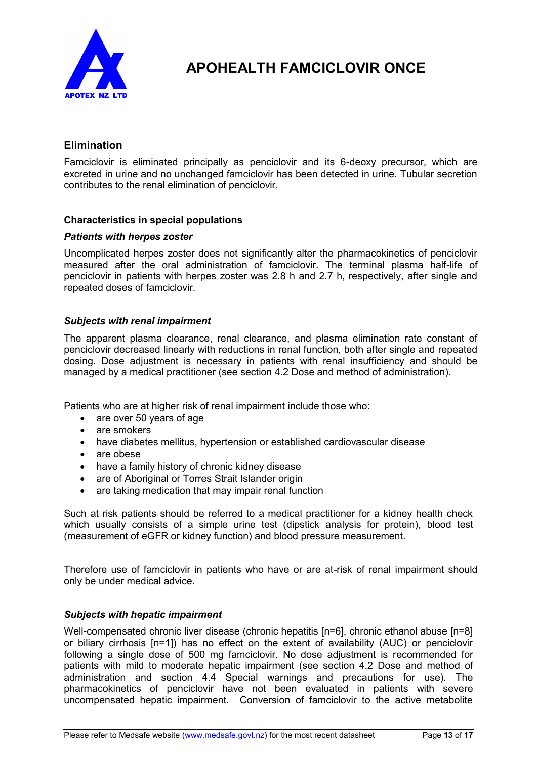## Elimination

Famciclovir is eliminated principally as penciclovir and its 6-deoxy precursor, which are excreted in urine and no unchanged famciclovir has been detected in urine. Tubular secretion contributes to the renal elimination of penciclovir.

### Characteristics in special populations

***Patients with herpes zoster***

Uncomplicated herpes zoster does not significantly alter the pharmacokinetics of penciclovir measured after the oral administration of famciclovir. The terminal plasma half-life of penciclovir in patients with herpes zoster was 2.8 h and 2.7 h, respectively, after single and repeated doses of famciclovir.

***Subjects with renal impairment***

The apparent plasma clearance, renal clearance, and plasma elimination rate constant of penciclovir decreased linearly with reductions in renal function, both after single and repeated dosing. Dose adjustment is necessary in patients with renal insufficiency and should be managed by a medical practitioner (see section 4.2 Dose and method of administration).

Patients who are at higher risk of renal impairment include those who:

- are over 50 years of age
- are smokers
- have diabetes mellitus, hypertension or established cardiovascular disease
- are obese
- have a family history of chronic kidney disease
- are of Aboriginal or Torres Strait Islander origin
- are taking medication that may impair renal function

Such at risk patients should be referred to a medical practitioner for a kidney health check which usually consists of a simple urine test (dipstick analysis for protein), blood test (measurement of eGFR or kidney function) and blood pressure measurement.

Therefore use of famciclovir in patients who have or are at-risk of renal impairment should only be under medical advice.

***Subjects with hepatic impairment***

Well-compensated chronic liver disease (chronic hepatitis [n=6], chronic ethanol abuse [n=8] or biliary cirrhosis [n=1]) has no effect on the extent of availability (AUC) or penciclovir following a single dose of 500 mg famciclovir. No dose adjustment is recommended for patients with mild to moderate hepatic impairment (see section 4.2 Dose and method of administration and section 4.4 Special warnings and precautions for use). The pharmacokinetics of penciclovir have not been evaluated in patients with severe uncompensated hepatic impairment. Conversion of famciclovir to the active metabolite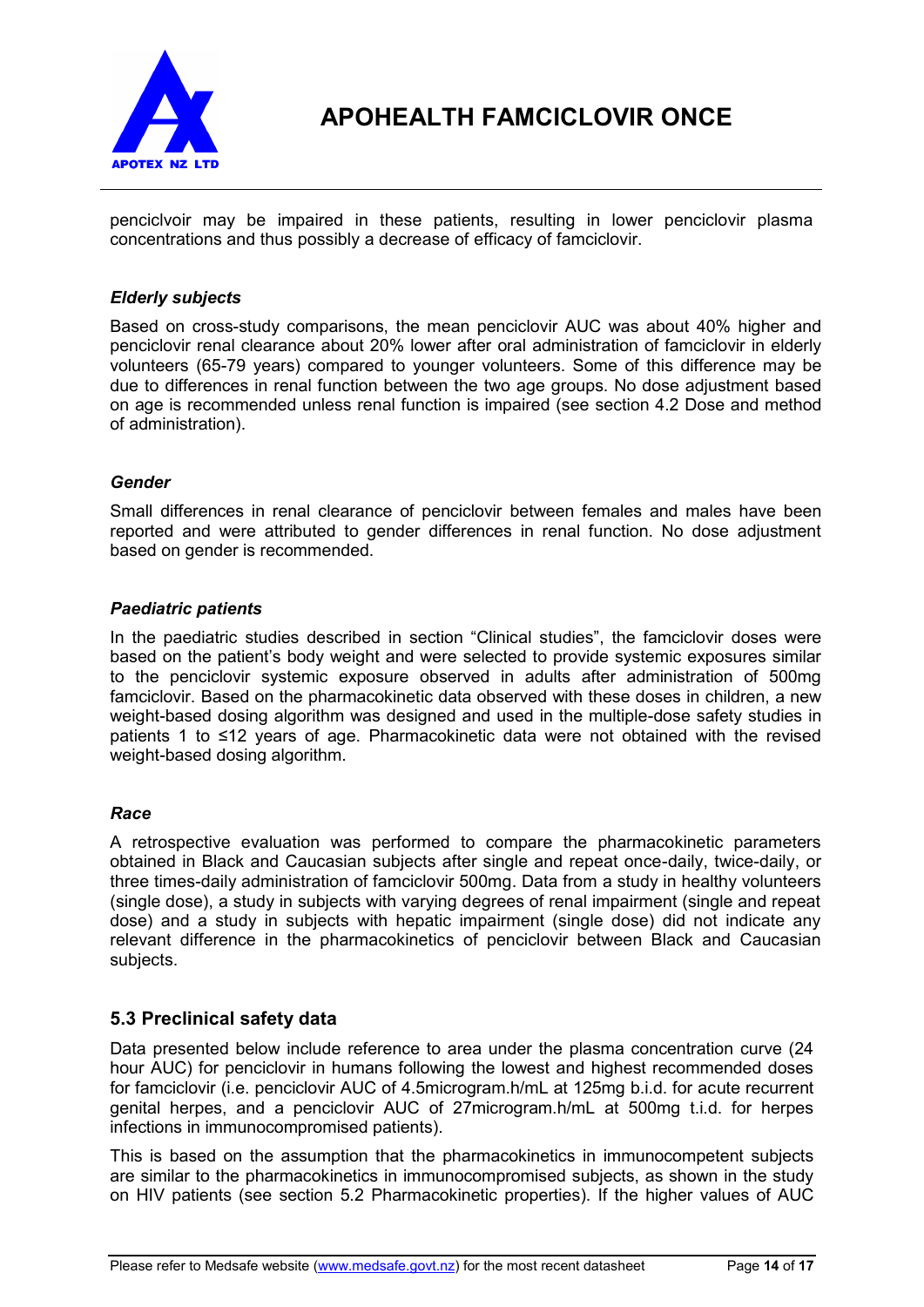penciclvoir may be impaired in these patients, resulting in lower penciclovir plasma concentrations and thus possibly a decrease of efficacy of famciclovir.

### *Elderly subjects*

Based on cross-study comparisons, the mean penciclovir AUC was about 40% higher and penciclovir renal clearance about 20% lower after oral administration of famciclovir in elderly volunteers (65-79 years) compared to younger volunteers. Some of this difference may be due to differences in renal function between the two age groups. No dose adjustment based on age is recommended unless renal function is impaired (see section 4.2 Dose and method of administration).

### *Gender*

Small differences in renal clearance of penciclovir between females and males have been reported and were attributed to gender differences in renal function. No dose adjustment based on gender is recommended.

### *Paediatric patients*

In the paediatric studies described in section "Clinical studies", the famciclovir doses were based on the patient's body weight and were selected to provide systemic exposures similar to the penciclovir systemic exposure observed in adults after administration of 500mg famciclovir. Based on the pharmacokinetic data observed with these doses in children, a new weight-based dosing algorithm was designed and used in the multiple-dose safety studies in patients 1 to ≤12 years of age. Pharmacokinetic data were not obtained with the revised weight-based dosing algorithm.

### *Race*

A retrospective evaluation was performed to compare the pharmacokinetic parameters obtained in Black and Caucasian subjects after single and repeat once-daily, twice-daily, or three times-daily administration of famciclovir 500mg. Data from a study in healthy volunteers (single dose), a study in subjects with varying degrees of renal impairment (single and repeat dose) and a study in subjects with hepatic impairment (single dose) did not indicate any relevant difference in the pharmacokinetics of penciclovir between Black and Caucasian subjects.

## 5.3 Preclinical safety data

Data presented below include reference to area under the plasma concentration curve (24 hour AUC) for penciclovir in humans following the lowest and highest recommended doses for famciclovir (i.e. penciclovir AUC of 4.5microgram.h/mL at 125mg b.i.d. for acute recurrent genital herpes, and a penciclovir AUC of 27microgram.h/mL at 500mg t.i.d. for herpes infections in immunocompromised patients).

This is based on the assumption that the pharmacokinetics in immunocompetent subjects are similar to the pharmacokinetics in immunocompromised subjects, as shown in the study on HIV patients (see section 5.2 Pharmacokinetic properties). If the higher values of AUC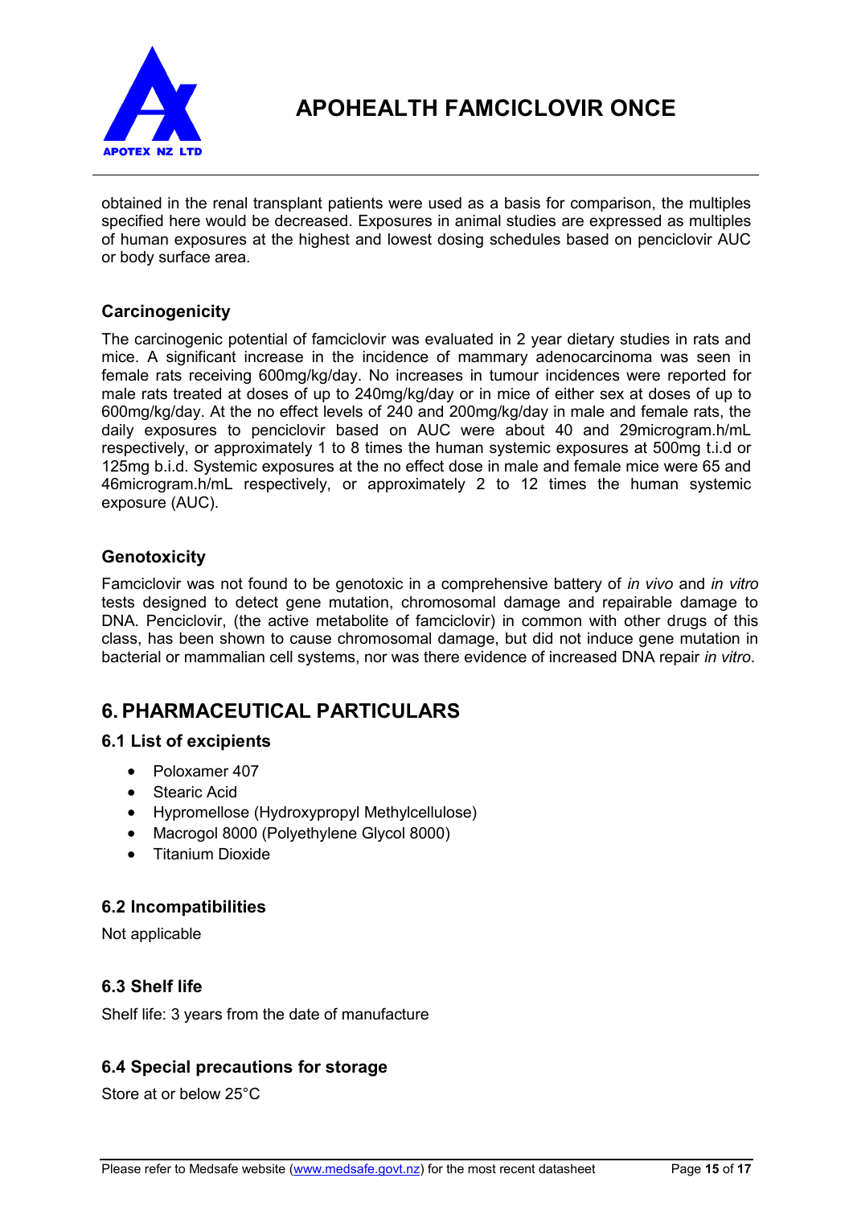obtained in the renal transplant patients were used as a basis for comparison, the multiples specified here would be decreased. Exposures in animal studies are expressed as multiples of human exposures at the highest and lowest dosing schedules based on penciclovir AUC or body surface area.

### Carcinogenicity

The carcinogenic potential of famciclovir was evaluated in 2 year dietary studies in rats and mice. A significant increase in the incidence of mammary adenocarcinoma was seen in female rats receiving 600mg/kg/day. No increases in tumour incidences were reported for male rats treated at doses of up to 240mg/kg/day or in mice of either sex at doses of up to 600mg/kg/day. At the no effect levels of 240 and 200mg/kg/day in male and female rats, the daily exposures to penciclovir based on AUC were about 40 and 29microgram.h/mL respectively, or approximately 1 to 8 times the human systemic exposures at 500mg t.i.d or 125mg b.i.d. Systemic exposures at the no effect dose in male and female mice were 65 and 46microgram.h/mL respectively, or approximately 2 to 12 times the human systemic exposure (AUC).

### Genotoxicity

Famciclovir was not found to be genotoxic in a comprehensive battery of *in vivo* and *in vitro* tests designed to detect gene mutation, chromosomal damage and repairable damage to DNA. Penciclovir, (the active metabolite of famciclovir) in common with other drugs of this class, has been shown to cause chromosomal damage, but did not induce gene mutation in bacterial or mammalian cell systems, nor was there evidence of increased DNA repair *in vitro*.

## 6. PHARMACEUTICAL PARTICULARS

### 6.1 List of excipients

- Poloxamer 407
- Stearic Acid
- Hypromellose (Hydroxypropyl Methylcellulose)
- Macrogol 8000 (Polyethylene Glycol 8000)
- Titanium Dioxide

### 6.2 Incompatibilities

Not applicable

### 6.3 Shelf life

Shelf life: 3 years from the date of manufacture

### 6.4 Special precautions for storage

Store at or below 25°C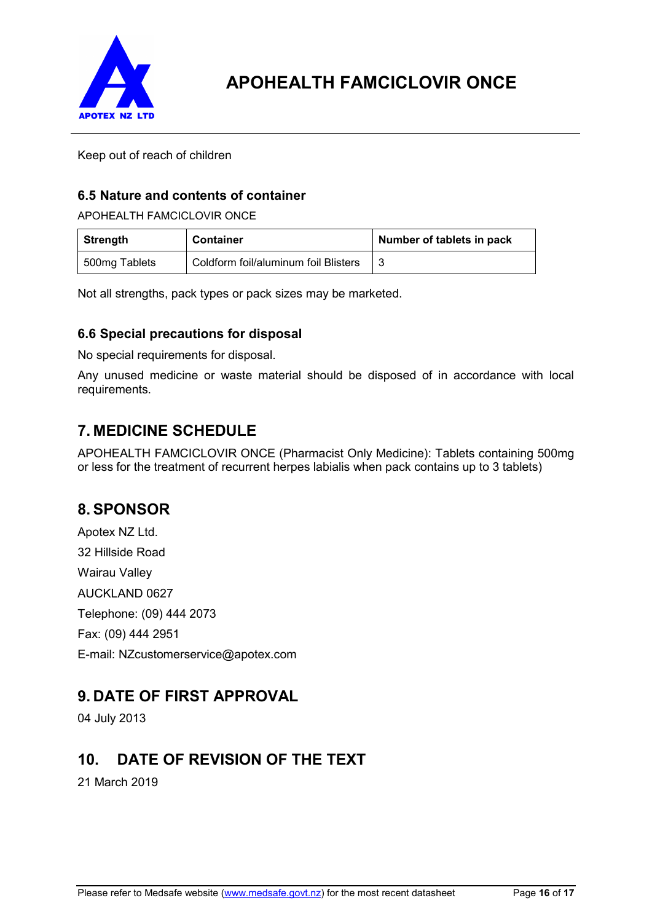Keep out of reach of children

### 6.5 Nature and contents of container

APOHEALTH FAMCICLOVIR ONCE

| Strength | Container | Number of tablets in pack |
|---|---|---|
| 500mg Tablets | Coldform foil/aluminum foil Blisters | 3 |

Not all strengths, pack types or pack sizes may be marketed.

### 6.6 Special precautions for disposal

No special requirements for disposal.

Any unused medicine or waste material should be disposed of in accordance with local requirements.

## 7. MEDICINE SCHEDULE

APOHEALTH FAMCICLOVIR ONCE (Pharmacist Only Medicine): Tablets containing 500mg or less for the treatment of recurrent herpes labialis when pack contains up to 3 tablets)

## 8. SPONSOR

Apotex NZ Ltd.

32 Hillside Road

Wairau Valley

AUCKLAND 0627

Telephone: (09) 444 2073

Fax: (09) 444 2951

E-mail: NZcustomerservice@apotex.com

## 9. DATE OF FIRST APPROVAL

04 July 2013

## 10. DATE OF REVISION OF THE TEXT

21 March 2019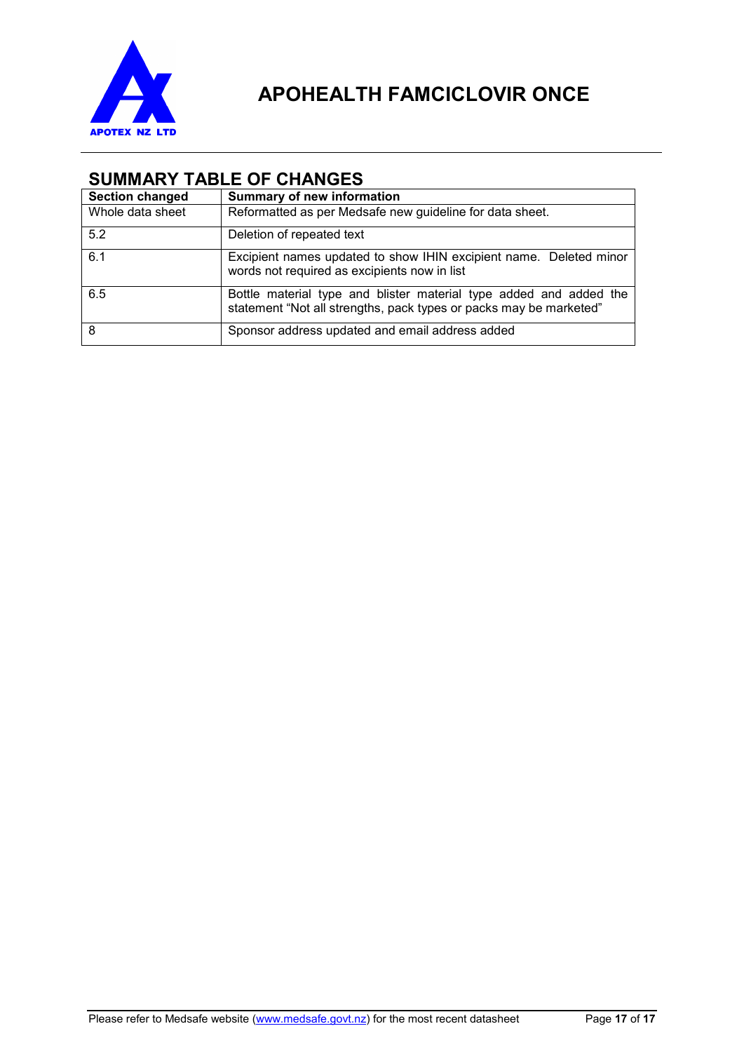## SUMMARY TABLE OF CHANGES

| Section changed | Summary of new information |
|---|---|
| Whole data sheet | Reformatted as per Medsafe new guideline for data sheet. |
| 5.2 | Deletion of repeated text |
| 6.1 | Excipient names updated to show IHIN excipient name. Deleted minor words not required as excipients now in list |
| 6.5 | Bottle material type and blister material type added and added the statement “Not all strengths, pack types or packs may be marketed” |
| 8 | Sponsor address updated and email address added |